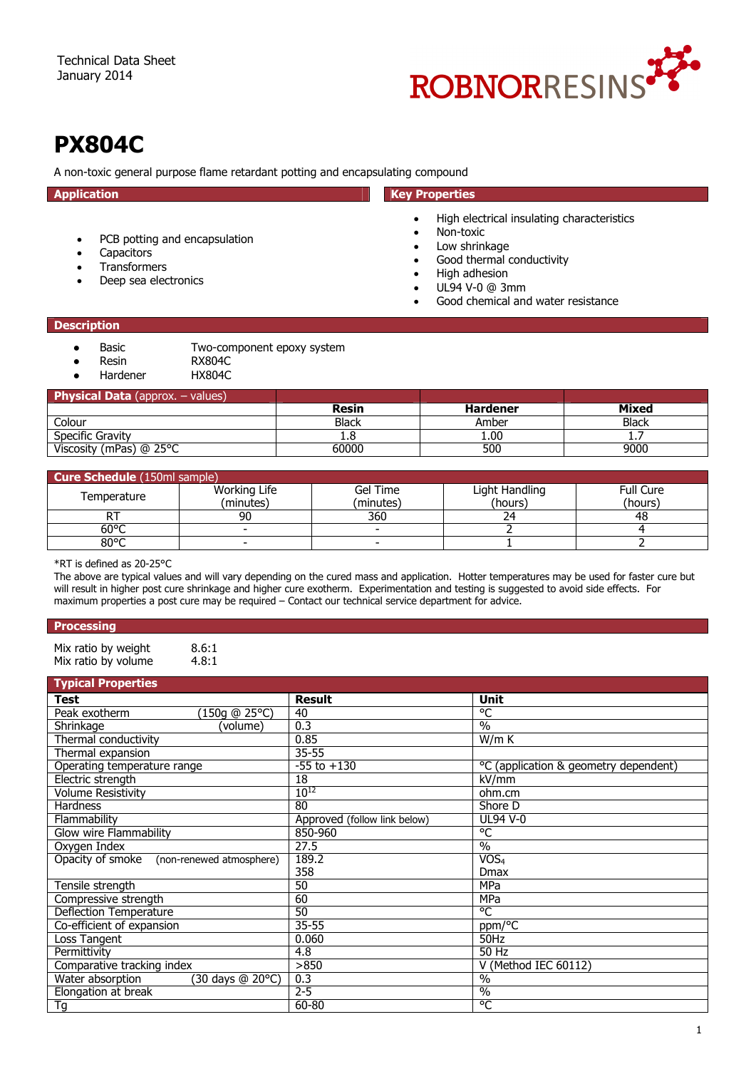Technical Data Sheet
January 2014

ROBNORRESINS

# PX804C

A non-toxic general purpose flame retardant potting and encapsulating compound

## Application

- PCB potting and encapsulation
- Capacitors
- Transformers
- Deep sea electronics

## Key Properties

- High electrical insulating characteristics
- Non-toxic
- Low shrinkage
- Good thermal conductivity
- High adhesion
- UL94 V-0 @ 3mm
- Good chemical and water resistance

## Description

- Basic — Two-component epoxy system
- Resin — RX804C
- Hardener — HX804C

| **Physical Data** (approx. – values) | | | |
|---|---|---|---|
| | **Resin** | **Hardener** | **Mixed** |
| Colour | Black | Amber | Black |
| Specific Gravity | 1.8 | 1.00 | 1.7 |
| Viscosity (mPas) @ 25°C | 60000 | 500 | 9000 |

| **Cure Schedule** (150ml sample) | | | | |
|---|---|---|---|---|
| Temperature | Working Life (minutes) | Gel Time (minutes) | Light Handling (hours) | Full Cure (hours) |
| RT | 90 | 360 | 24 | 48 |
| 60°C | - | - | 2 | 4 |
| 80°C | - | - | 1 | 2 |

*RT is defined as 20-25°C
The above are typical values and will vary depending on the cured mass and application. Hotter temperatures may be used for faster cure but will result in higher post cure shrinkage and higher cure exotherm. Experimentation and testing is suggested to avoid side effects. For maximum properties a post cure may be required – Contact our technical service department for advice.

## Processing

Mix ratio by weight 8.6:1
Mix ratio by volume 4.8:1

## Typical Properties

| **Test** | **Result** | **Unit** |
|---|---|---|
| Peak exotherm (150g @ 25°C) | 40 | °C |
| Shrinkage (volume) | 0.3 | % |
| Thermal conductivity | 0.85 | W/m K |
| Thermal expansion | 35-55 | |
| Operating temperature range | -55 to +130 | °C (application & geometry dependent) |
| Electric strength | 18 | kV/mm |
| Volume Resistivity | $10^{12}$ | ohm.cm |
| Hardness | 80 | Shore D |
| Flammability | Approved (follow link below) | UL94 V-0 |
| Glow wire Flammability | 850-960 | °C |
| Oxygen Index | 27.5 | % |
| Opacity of smoke (non-renewed atmosphere) | 189.2<br>358 | $VOS_4$<br>Dmax |
| Tensile strength | 50 | MPa |
| Compressive strength | 60 | MPa |
| Deflection Temperature | 50 | °C |
| Co-efficient of expansion | 35-55 | ppm/°C |
| Loss Tangent | 0.060 | 50Hz |
| Permittivity | 4.8 | 50 Hz |
| Comparative tracking index | >850 | V (Method IEC 60112) |
| Water absorption (30 days @ 20°C) | 0.3 | % |
| Elongation at break | 2-5 | % |
| Tg | 60-80 | °C |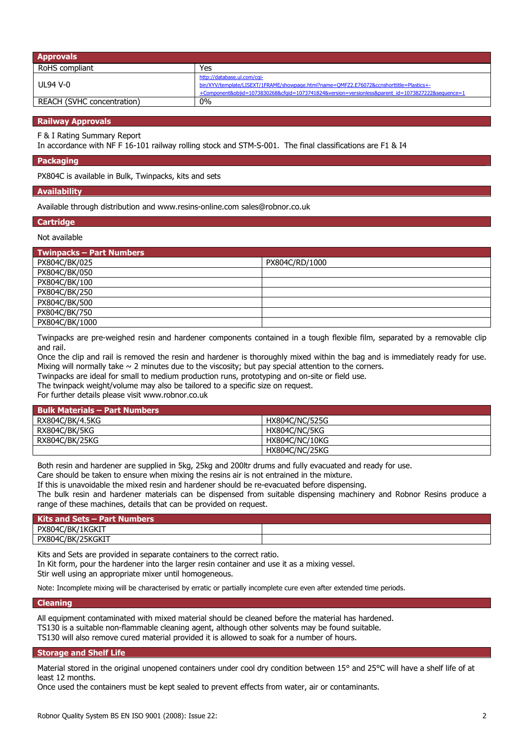| Approvals | |
|---|---|
| RoHS compliant | Yes |
| UL94 V-0 | http://database.ul.com/cgi-bin/XYV/template/LISEXT/1FRAME/showpage.html?name=QMFZ2.E76072&ccnshorttitle=Plastics+-+Component&objid=1073830268&cfgid=1073741824&version=versionless&parent_id=1073827222&sequence=1 |
| REACH (SVHC concentration) | 0% |

## Railway Approvals

F & I Rating Summary Report
In accordance with NF F 16-101 railway rolling stock and STM-S-001. The final classifications are F1 & I4

## Packaging

PX804C is available in Bulk, Twinpacks, kits and sets

## Availability

Available through distribution and www.resins-online.com sales@robnor.co.uk

## Cartridge

Not available

| Twinpacks – Part Numbers | |
|---|---|
| PX804C/BK/025 | PX804C/RD/1000 |
| PX804C/BK/050 | |
| PX804C/BK/100 | |
| PX804C/BK/250 | |
| PX804C/BK/500 | |
| PX804C/BK/750 | |
| PX804C/BK/1000 | |

Twinpacks are pre-weighed resin and hardener components contained in a tough flexible film, separated by a removable clip and rail.
Once the clip and rail is removed the resin and hardener is thoroughly mixed within the bag and is immediately ready for use. Mixing will normally take ~ 2 minutes due to the viscosity; but pay special attention to the corners.
Twinpacks are ideal for small to medium production runs, prototyping and on-site or field use.
The twinpack weight/volume may also be tailored to a specific size on request.
For further details please visit www.robnor.co.uk

| Bulk Materials – Part Numbers | |
|---|---|
| RX804C/BK/4.5KG | HX804C/NC/525G |
| RX804C/BK/5KG | HX804C/NC/5KG |
| RX804C/BK/25KG | HX804C/NC/10KG |
| | HX804C/NC/25KG |

Both resin and hardener are supplied in 5kg, 25kg and 200ltr drums and fully evacuated and ready for use.
Care should be taken to ensure when mixing the resins air is not entrained in the mixture.
If this is unavoidable the mixed resin and hardener should be re-evacuated before dispensing.
The bulk resin and hardener materials can be dispensed from suitable dispensing machinery and Robnor Resins produce a range of these machines, details that can be provided on request.

| Kits and Sets – Part Numbers | |
|---|---|
| PX804C/BK/1KGKIT | |
| PX804C/BK/25KGKIT | |

Kits and Sets are provided in separate containers to the correct ratio.
In Kit form, pour the hardener into the larger resin container and use it as a mixing vessel.
Stir well using an appropriate mixer until homogeneous.

Note: Incomplete mixing will be characterised by erratic or partially incomplete cure even after extended time periods.

## Cleaning

All equipment contaminated with mixed material should be cleaned before the material has hardened.
TS130 is a suitable non-flammable cleaning agent, although other solvents may be found suitable.
TS130 will also remove cured material provided it is allowed to soak for a number of hours.

## Storage and Shelf Life

Material stored in the original unopened containers under cool dry condition between 15° and 25°C will have a shelf life of at least 12 months.
Once used the containers must be kept sealed to prevent effects from water, air or contaminants.

Robnor Quality System BS EN ISO 9001 (2008): Issue 22: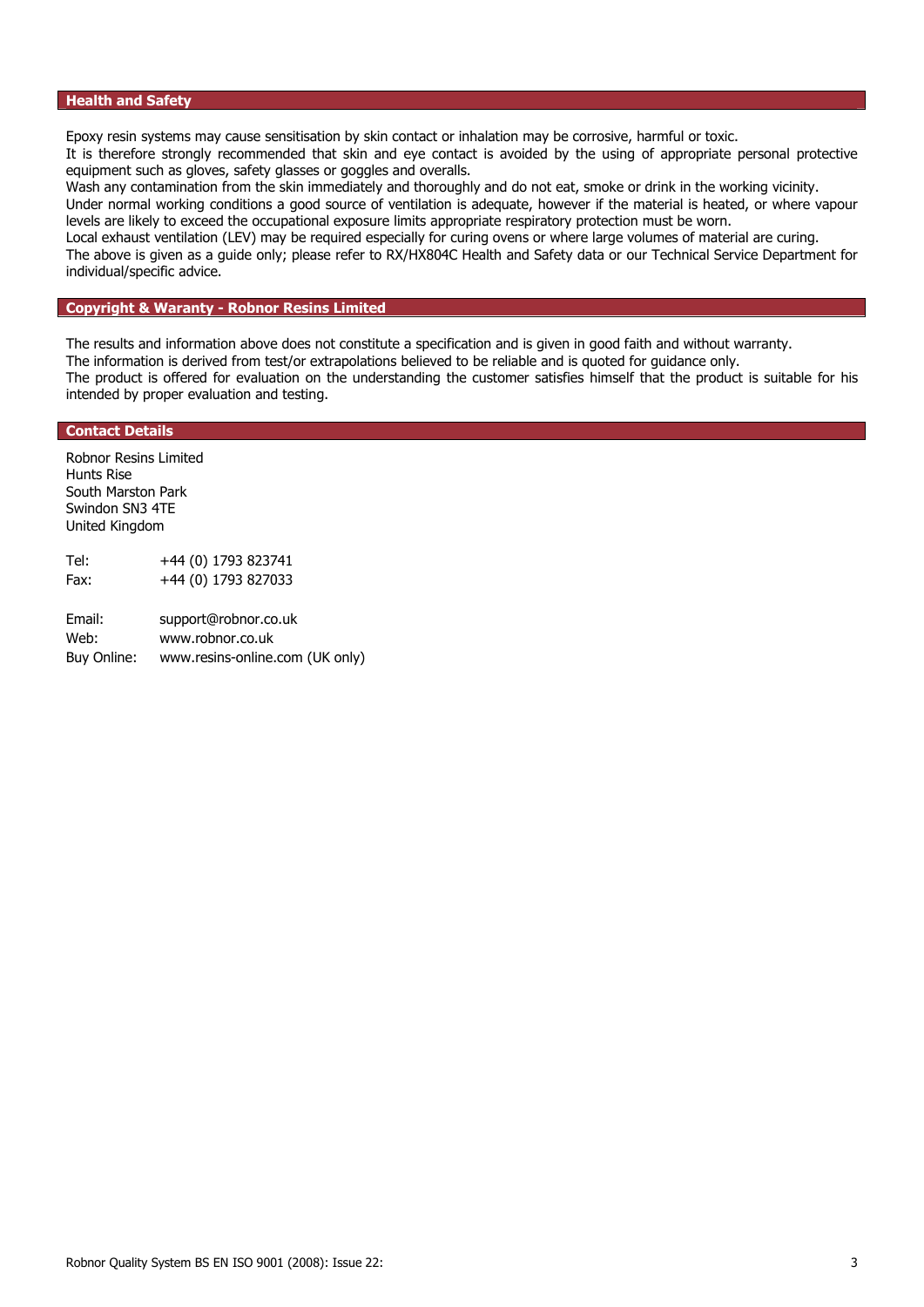## Health and Safety

Epoxy resin systems may cause sensitisation by skin contact or inhalation may be corrosive, harmful or toxic.
It is therefore strongly recommended that skin and eye contact is avoided by the using of appropriate personal protective equipment such as gloves, safety glasses or goggles and overalls.
Wash any contamination from the skin immediately and thoroughly and do not eat, smoke or drink in the working vicinity.
Under normal working conditions a good source of ventilation is adequate, however if the material is heated, or where vapour levels are likely to exceed the occupational exposure limits appropriate respiratory protection must be worn.
Local exhaust ventilation (LEV) may be required especially for curing ovens or where large volumes of material are curing.
The above is given as a guide only; please refer to RX/HX804C Health and Safety data or our Technical Service Department for individual/specific advice.

## Copyright & Waranty - Robnor Resins Limited

The results and information above does not constitute a specification and is given in good faith and without warranty.
The information is derived from test/or extrapolations believed to be reliable and is quoted for guidance only.
The product is offered for evaluation on the understanding the customer satisfies himself that the product is suitable for his intended by proper evaluation and testing.

## Contact Details

Robnor Resins Limited
Hunts Rise
South Marston Park
Swindon SN3 4TE
United Kingdom

| | |
|---|---|
| Tel: | +44 (0) 1793 823741 |
| Fax: | +44 (0) 1793 827033 |
| Email: | support@robnor.co.uk |
| Web: | www.robnor.co.uk |
| Buy Online: | www.resins-online.com (UK only) |

Robnor Quality System BS EN ISO 9001 (2008): Issue 22: